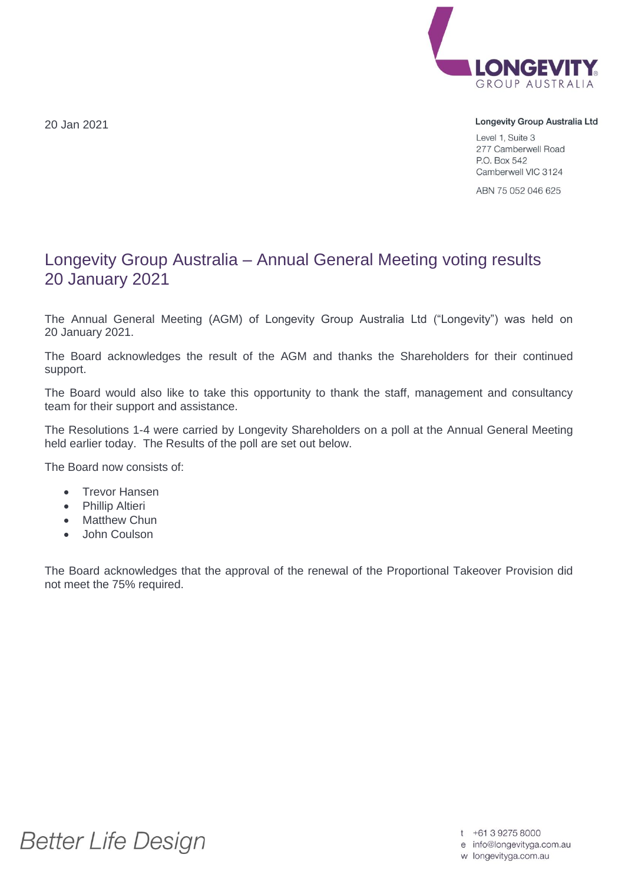20 Jan 2021

**Longevity Group Australia Ltd**

Level 1, Suite 3
277 Camberwell Road
P.O. Box 542
Camberwell VIC 3124

ABN 75 052 046 625

# Longevity Group Australia – Annual General Meeting voting results 20 January 2021

The Annual General Meeting (AGM) of Longevity Group Australia Ltd ("Longevity") was held on 20 January 2021.

The Board acknowledges the result of the AGM and thanks the Shareholders for their continued support.

The Board would also like to take this opportunity to thank the staff, management and consultancy team for their support and assistance.

The Resolutions 1-4 were carried by Longevity Shareholders on a poll at the Annual General Meeting held earlier today. The Results of the poll are set out below.

The Board now consists of:

- Trevor Hansen
- Phillip Altieri
- Matthew Chun
- John Coulson

The Board acknowledges that the approval of the renewal of the Proportional Takeover Provision did not meet the 75% required.

*Better Life Design*

t +61 3 9275 8000
e info@longevityga.com.au
w longevityga.com.au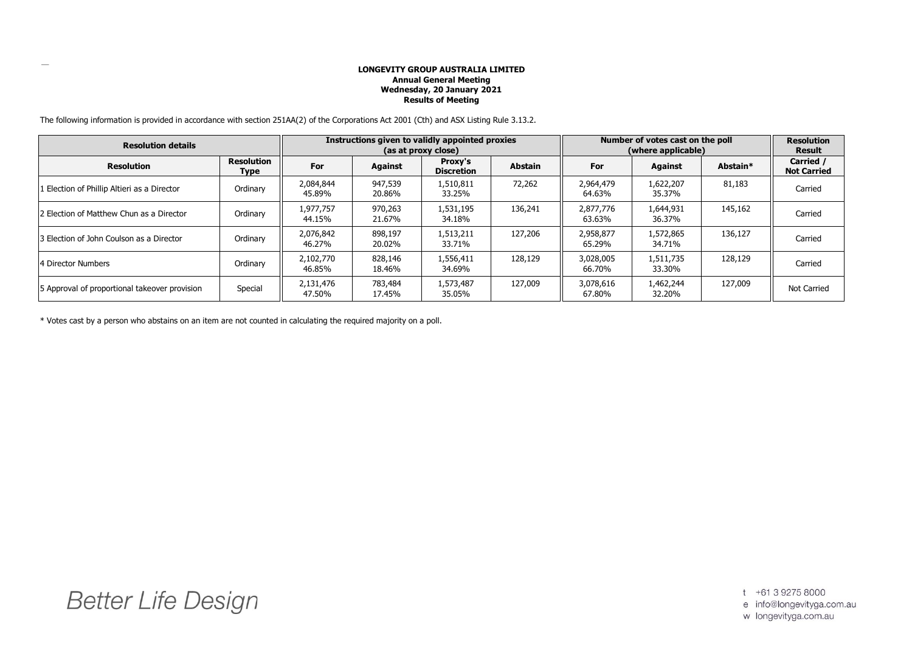**LONGEVITY GROUP AUSTRALIA LIMITED**
**Annual General Meeting**
**Wednesday, 20 January 2021**
**Results of Meeting**

The following information is provided in accordance with section 251AA(2) of the Corporations Act 2001 (Cth) and ASX Listing Rule 3.13.2.

| Resolution details | | Instructions given to validly appointed proxies (as at proxy close) | | | | Number of votes cast on the poll (where applicable) | | | Resolution Result |
|---|---|---|---|---|---|---|---|---|---|
| **Resolution** | **Resolution Type** | **For** | **Against** | **Proxy's Discretion** | **Abstain** | **For** | **Against** | **Abstain*** | **Carried / Not Carried** |
| 1 Election of Phillip Altieri as a Director | Ordinary | 2,084,844 45.89% | 947,539 20.86% | 1,510,811 33.25% | 72,262 | 2,964,479 64.63% | 1,622,207 35.37% | 81,183 | Carried |
| 2 Election of Matthew Chun as a Director | Ordinary | 1,977,757 44.15% | 970,263 21.67% | 1,531,195 34.18% | 136,241 | 2,877,776 63.63% | 1,644,931 36.37% | 145,162 | Carried |
| 3 Election of John Coulson as a Director | Ordinary | 2,076,842 46.27% | 898,197 20.02% | 1,513,211 33.71% | 127,206 | 2,958,877 65.29% | 1,572,865 34.71% | 136,127 | Carried |
| 4 Director Numbers | Ordinary | 2,102,770 46.85% | 828,146 18.46% | 1,556,411 34.69% | 128,129 | 3,028,005 66.70% | 1,511,735 33.30% | 128,129 | Carried |
| 5 Approval of proportional takeover provision | Special | 2,131,476 47.50% | 783,484 17.45% | 1,573,487 35.05% | 127,009 | 3,078,616 67.80% | 1,462,244 32.20% | 127,009 | Not Carried |

* Votes cast by a person who abstains on an item are not counted in calculating the required majority on a poll.

Better Life Design

t +61 3 9275 8000
e info@longevityga.com.au
w longevityga.com.au